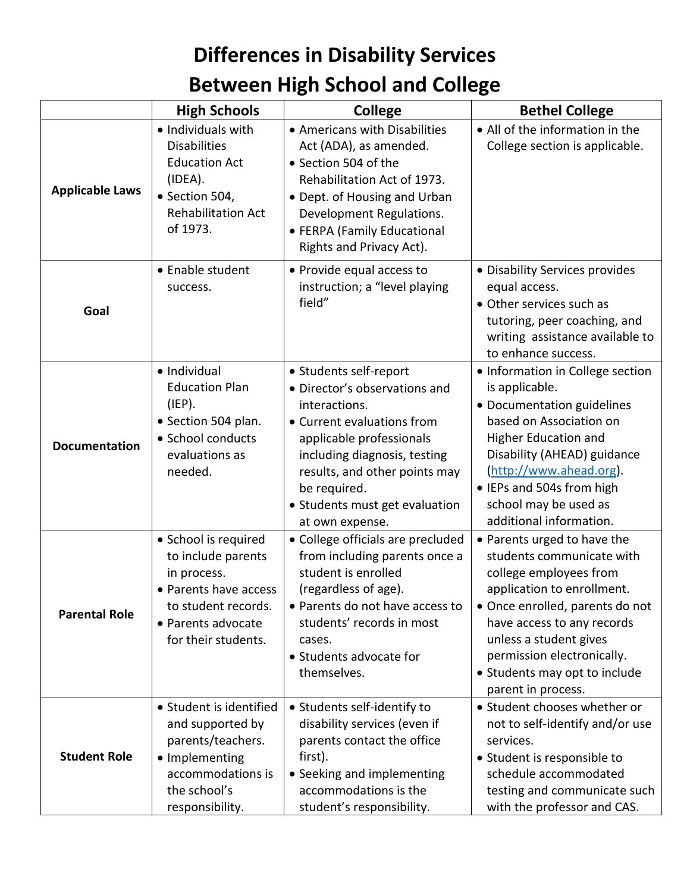# Differences in Disability Services Between High School and College

| | High Schools | College | Bethel College |
|---|---|---|---|
| **Applicable Laws** | • Individuals with Disabilities Education Act (IDEA).<br>• Section 504, Rehabilitation Act of 1973. | • Americans with Disabilities Act (ADA), as amended.<br>• Section 504 of the Rehabilitation Act of 1973.<br>• Dept. of Housing and Urban Development Regulations.<br>• FERPA (Family Educational Rights and Privacy Act). | • All of the information in the College section is applicable. |
| **Goal** | • Enable student success. | • Provide equal access to instruction; a "level playing field" | • Disability Services provides equal access.<br>• Other services such as tutoring, peer coaching, and writing assistance available to to enhance success. |
| **Documentation** | • Individual Education Plan (IEP).<br>• Section 504 plan.<br>• School conducts evaluations as needed. | • Students self-report<br>• Director's observations and interactions.<br>• Current evaluations from applicable professionals including diagnosis, testing results, and other points may be required.<br>• Students must get evaluation at own expense. | • Information in College section is applicable.<br>• Documentation guidelines based on Association on Higher Education and Disability (AHEAD) guidance (http://www.ahead.org).<br>• IEPs and 504s from high school may be used as additional information. |
| **Parental Role** | • School is required to include parents in process.<br>• Parents have access to student records.<br>• Parents advocate for their students. | • College officials are precluded from including parents once a student is enrolled (regardless of age).<br>• Parents do not have access to students' records in most cases.<br>• Students advocate for themselves. | • Parents urged to have the students communicate with college employees from application to enrollment.<br>• Once enrolled, parents do not have access to any records unless a student gives permission electronically.<br>• Students may opt to include parent in process. |
| **Student Role** | • Student is identified and supported by parents/teachers.<br>• Implementing accommodations is the school's responsibility. | • Students self-identify to disability services (even if parents contact the office first).<br>• Seeking and implementing accommodations is the student's responsibility. | • Student chooses whether or not to self-identify and/or use services.<br>• Student is responsible to schedule accommodated testing and communicate such with the professor and CAS. |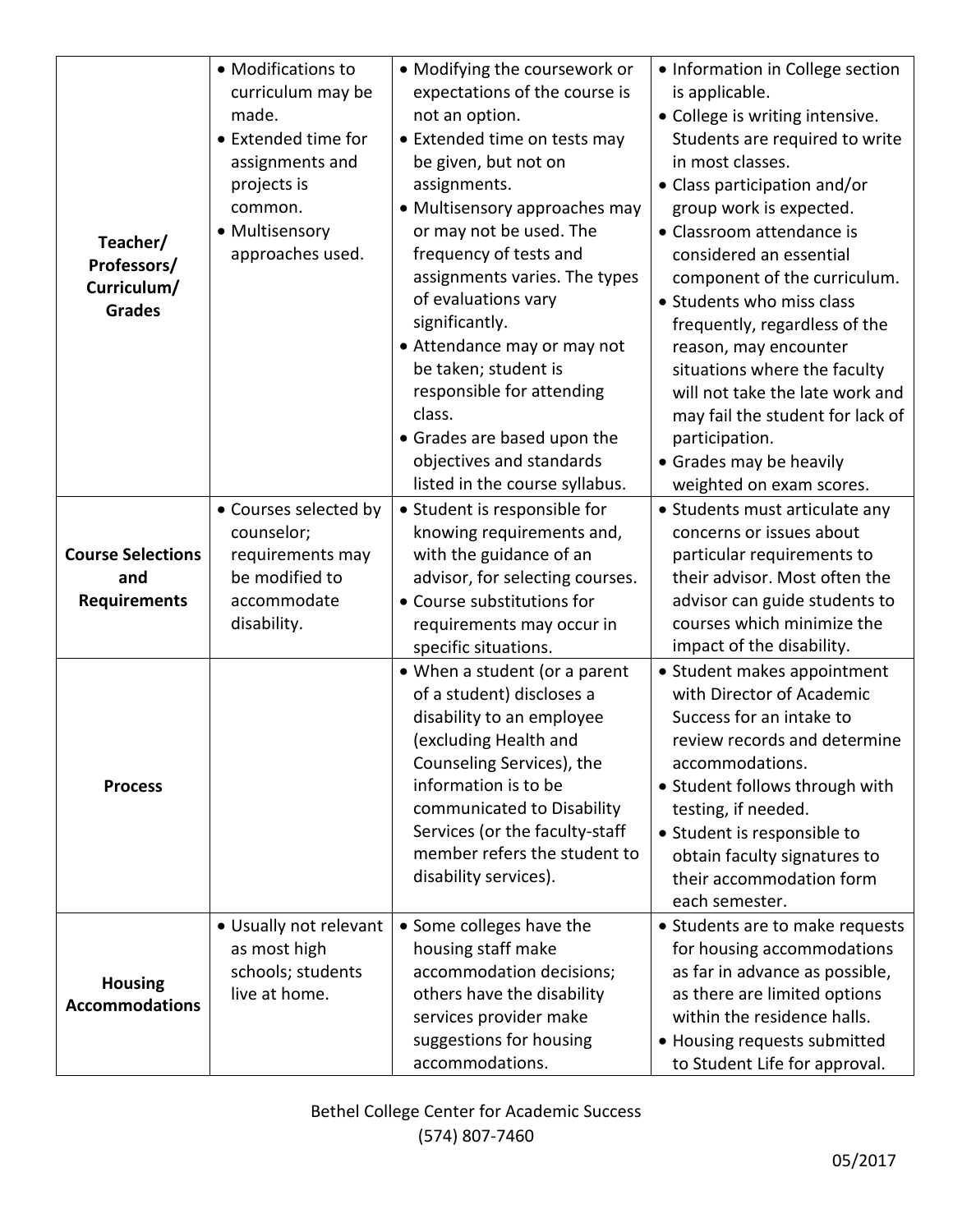| | | | |
|---|---|---|---|
| **Teacher/ Professors/ Curriculum/ Grades** | • Modifications to curriculum may be made.<br>• Extended time for assignments and projects is common.<br>• Multisensory approaches used. | • Modifying the coursework or expectations of the course is not an option.<br>• Extended time on tests may be given, but not on assignments.<br>• Multisensory approaches may or may not be used. The frequency of tests and assignments varies. The types of evaluations vary significantly.<br>• Attendance may or may not be taken; student is responsible for attending class.<br>• Grades are based upon the objectives and standards listed in the course syllabus. | • Information in College section is applicable.<br>• College is writing intensive. Students are required to write in most classes.<br>• Class participation and/or group work is expected.<br>• Classroom attendance is considered an essential component of the curriculum.<br>• Students who miss class frequently, regardless of the reason, may encounter situations where the faculty will not take the late work and may fail the student for lack of participation.<br>• Grades may be heavily weighted on exam scores. |
| **Course Selections and Requirements** | • Courses selected by counselor; requirements may be modified to accommodate disability. | • Student is responsible for knowing requirements and, with the guidance of an advisor, for selecting courses.<br>• Course substitutions for requirements may occur in specific situations. | • Students must articulate any concerns or issues about particular requirements to their advisor. Most often the advisor can guide students to courses which minimize the impact of the disability. |
| **Process** | | • When a student (or a parent of a student) discloses a disability to an employee (excluding Health and Counseling Services), the information is to be communicated to Disability Services (or the faculty-staff member refers the student to disability services). | • Student makes appointment with Director of Academic Success for an intake to review records and determine accommodations.<br>• Student follows through with testing, if needed.<br>• Student is responsible to obtain faculty signatures to their accommodation form each semester. |
| **Housing Accommodations** | • Usually not relevant as most high schools; students live at home. | • Some colleges have the housing staff make accommodation decisions; others have the disability services provider make suggestions for housing accommodations. | • Students are to make requests for housing accommodations as far in advance as possible, as there are limited options within the residence halls.<br>• Housing requests submitted to Student Life for approval. |

Bethel College Center for Academic Success
(574) 807-7460

05/2017